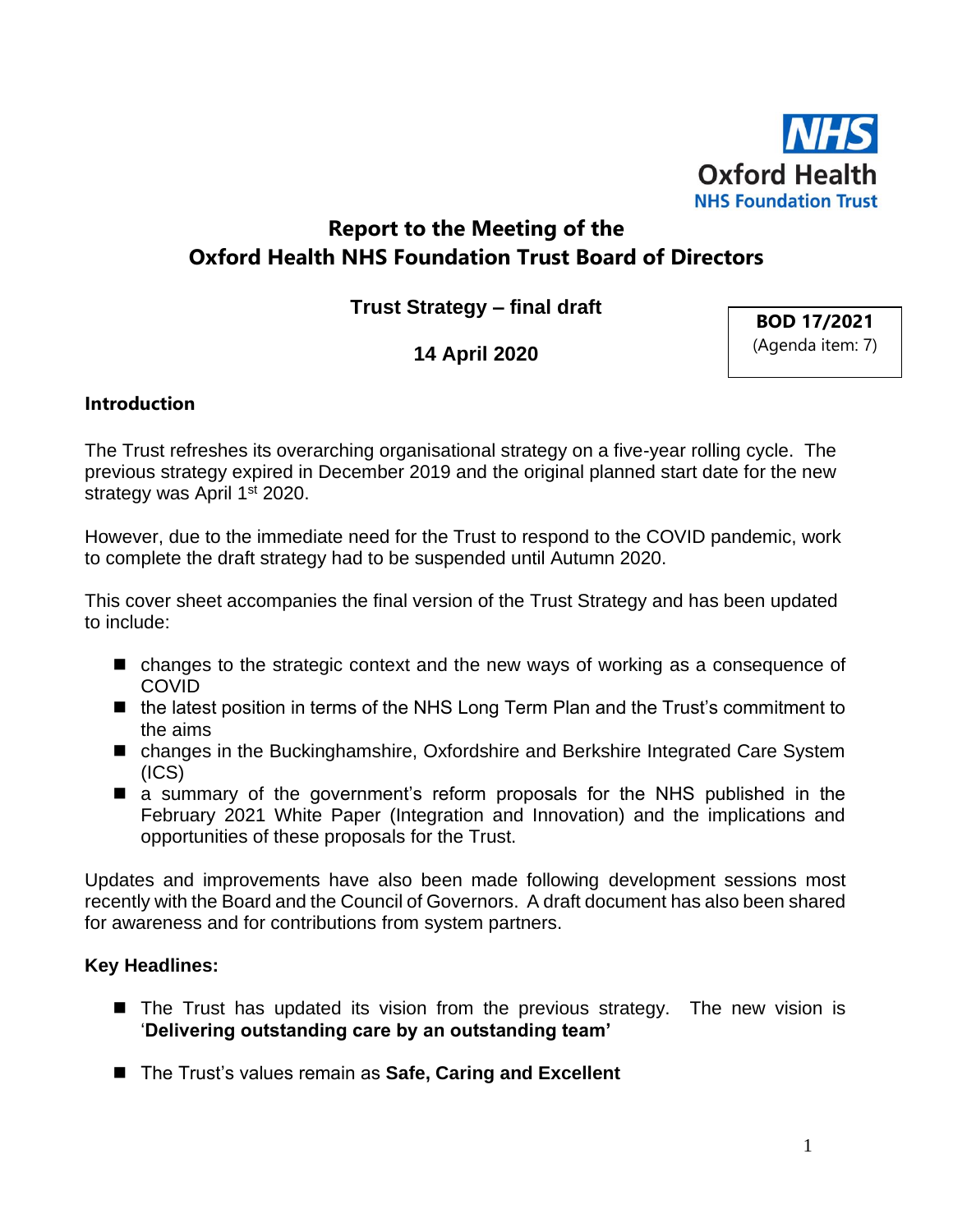NHS
Oxford Health
NHS Foundation Trust

# Report to the Meeting of the Oxford Health NHS Foundation Trust Board of Directors

## Trust Strategy – final draft

**14 April 2020**

**BOD 17/2021**
(Agenda item: 7)

### Introduction

The Trust refreshes its overarching organisational strategy on a five-year rolling cycle. The previous strategy expired in December 2019 and the original planned start date for the new strategy was April 1st 2020.

However, due to the immediate need for the Trust to respond to the COVID pandemic, work to complete the draft strategy had to be suspended until Autumn 2020.

This cover sheet accompanies the final version of the Trust Strategy and has been updated to include:

- changes to the strategic context and the new ways of working as a consequence of COVID
- the latest position in terms of the NHS Long Term Plan and the Trust's commitment to the aims
- changes in the Buckinghamshire, Oxfordshire and Berkshire Integrated Care System (ICS)
- a summary of the government's reform proposals for the NHS published in the February 2021 White Paper (Integration and Innovation) and the implications and opportunities of these proposals for the Trust.

Updates and improvements have also been made following development sessions most recently with the Board and the Council of Governors. A draft document has also been shared for awareness and for contributions from system partners.

### Key Headlines:

- The Trust has updated its vision from the previous strategy. The new vision is '**Delivering outstanding care by an outstanding team'**
- The Trust's values remain as **Safe, Caring and Excellent**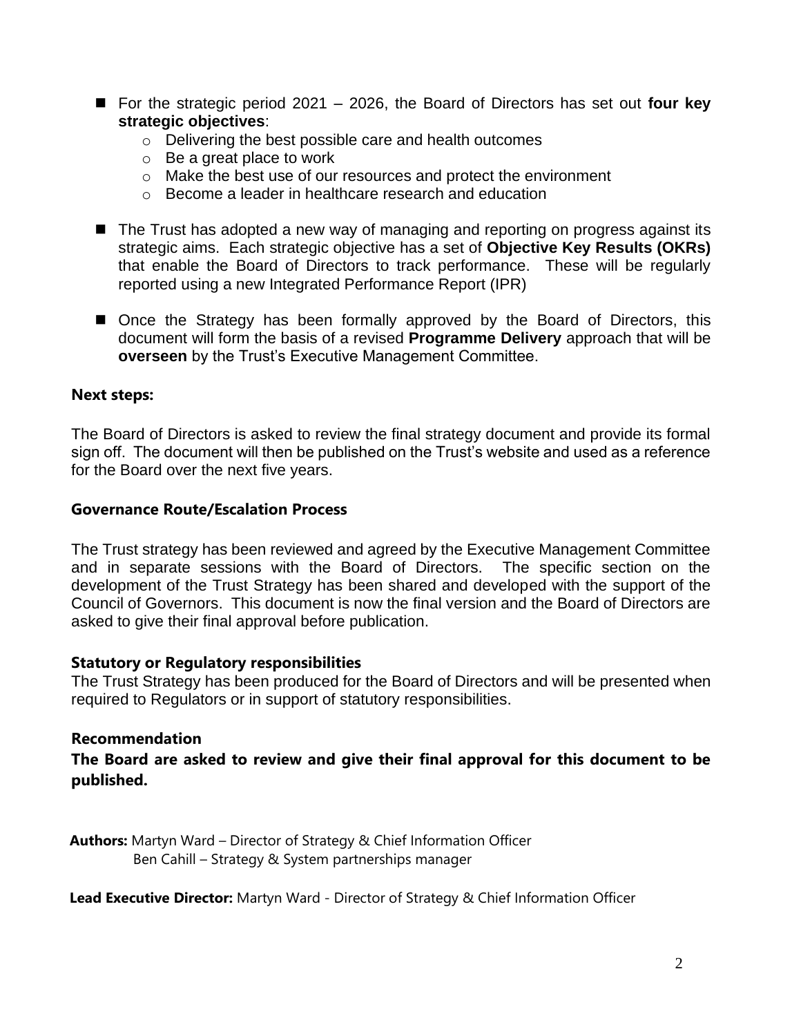- For the strategic period 2021 – 2026, the Board of Directors has set out **four key strategic objectives**:
  - Delivering the best possible care and health outcomes
  - Be a great place to work
  - Make the best use of our resources and protect the environment
  - Become a leader in healthcare research and education

- The Trust has adopted a new way of managing and reporting on progress against its strategic aims. Each strategic objective has a set of **Objective Key Results (OKRs)** that enable the Board of Directors to track performance. These will be regularly reported using a new Integrated Performance Report (IPR)

- Once the Strategy has been formally approved by the Board of Directors, this document will form the basis of a revised **Programme Delivery** approach that will be **overseen** by the Trust's Executive Management Committee.

**Next steps:**

The Board of Directors is asked to review the final strategy document and provide its formal sign off. The document will then be published on the Trust's website and used as a reference for the Board over the next five years.

**Governance Route/Escalation Process**

The Trust strategy has been reviewed and agreed by the Executive Management Committee and in separate sessions with the Board of Directors. The specific section on the development of the Trust Strategy has been shared and developed with the support of the Council of Governors. This document is now the final version and the Board of Directors are asked to give their final approval before publication.

**Statutory or Regulatory responsibilities**

The Trust Strategy has been produced for the Board of Directors and will be presented when required to Regulators or in support of statutory responsibilities.

**Recommendation**

**The Board are asked to review and give their final approval for this document to be published.**

**Authors:** Martyn Ward – Director of Strategy & Chief Information Officer
Ben Cahill – Strategy & System partnerships manager

**Lead Executive Director:** Martyn Ward - Director of Strategy & Chief Information Officer